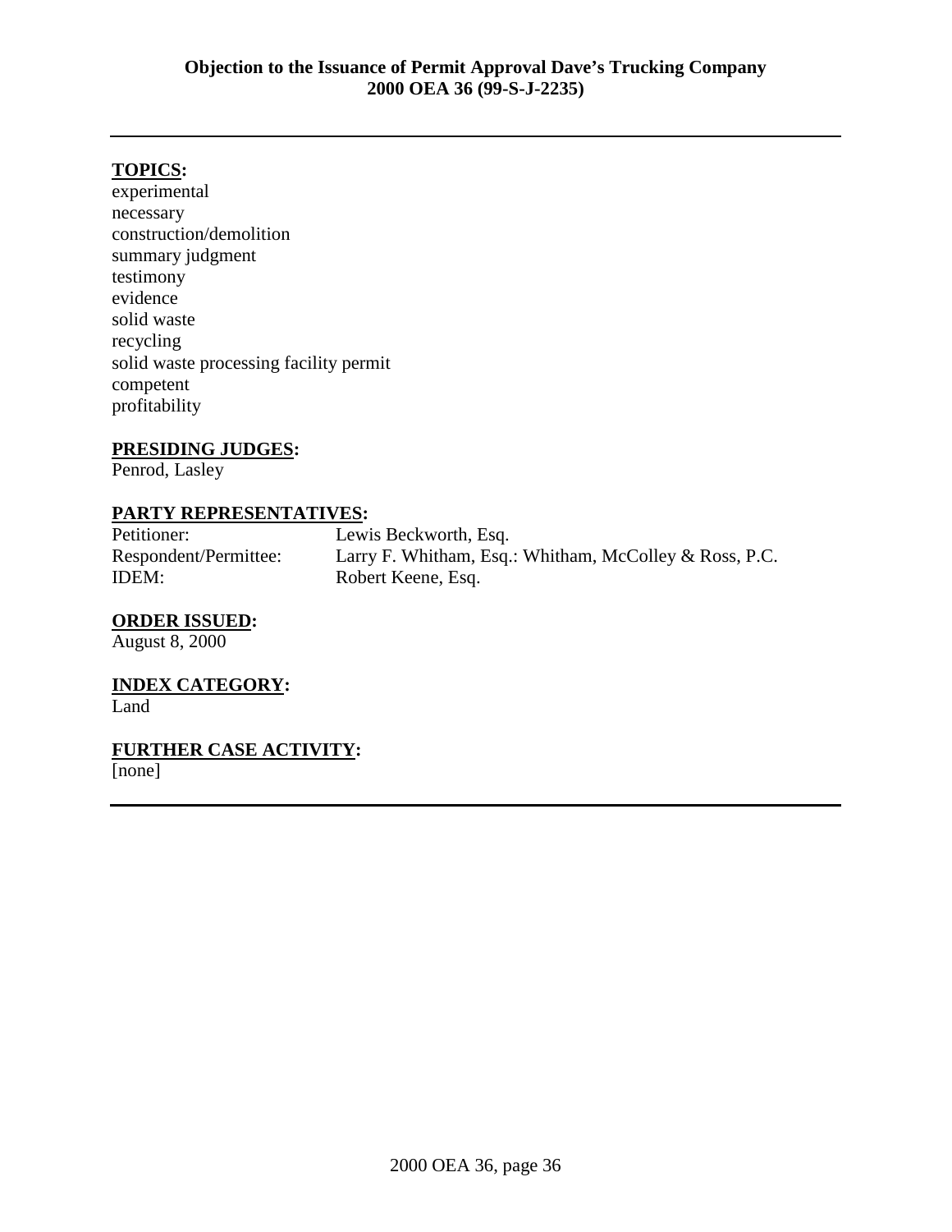**Objection to the Issuance of Permit Approval Dave's Trucking Company**
**2000 OEA 36 (99-S-J-2235)**

---

**TOPICS:**

experimental
necessary
construction/demolition
summary judgment
testimony
evidence
solid waste
recycling
solid waste processing facility permit
competent
profitability

**PRESIDING JUDGES:**

Penrod, Lasley

**PARTY REPRESENTATIVES:**

| | |
|---|---|
| Petitioner: | Lewis Beckworth, Esq. |
| Respondent/Permittee: | Larry F. Whitham, Esq.: Whitham, McColley & Ross, P.C. |
| IDEM: | Robert Keene, Esq. |

**ORDER ISSUED:**

August 8, 2000

**INDEX CATEGORY:**

Land

**FURTHER CASE ACTIVITY:**

[none]

---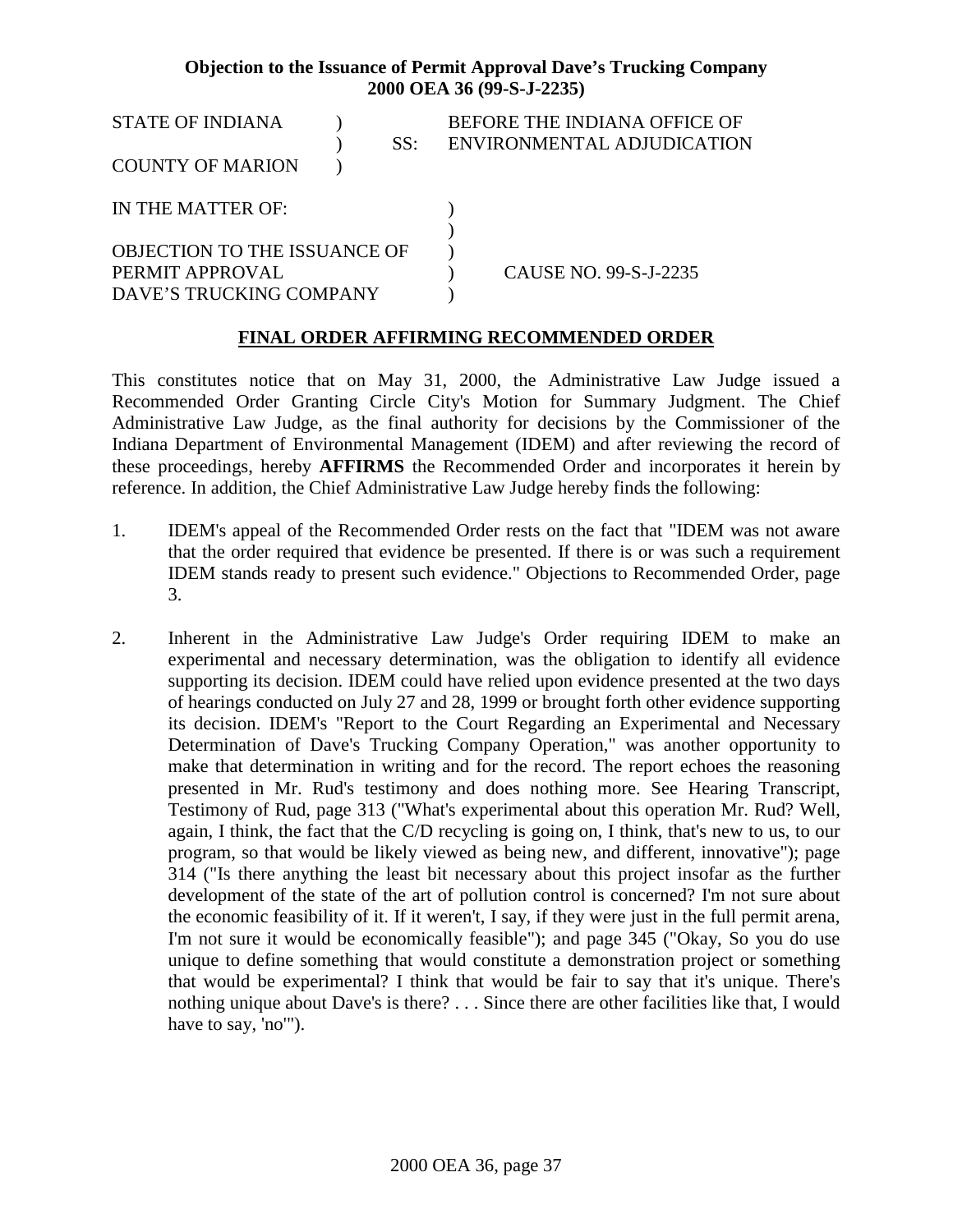**Objection to the Issuance of Permit Approval Dave's Trucking Company**
**2000 OEA 36 (99-S-J-2235)**

| | | |
|---|---|---|
| STATE OF INDIANA | ) | BEFORE THE INDIANA OFFICE OF |
| | ) SS: | ENVIRONMENTAL ADJUDICATION |
| COUNTY OF MARION | ) | |

| | | |
|---|---|---|
| IN THE MATTER OF: | ) | |
| | ) | |
| OBJECTION TO THE ISSUANCE OF | ) | |
| PERMIT APPROVAL | ) | CAUSE NO. 99-S-J-2235 |
| DAVE'S TRUCKING COMPANY | ) | |

## FINAL ORDER AFFIRMING RECOMMENDED ORDER

This constitutes notice that on May 31, 2000, the Administrative Law Judge issued a Recommended Order Granting Circle City's Motion for Summary Judgment. The Chief Administrative Law Judge, as the final authority for decisions by the Commissioner of the Indiana Department of Environmental Management (IDEM) and after reviewing the record of these proceedings, hereby **AFFIRMS** the Recommended Order and incorporates it herein by reference. In addition, the Chief Administrative Law Judge hereby finds the following:

1. IDEM's appeal of the Recommended Order rests on the fact that "IDEM was not aware that the order required that evidence be presented. If there is or was such a requirement IDEM stands ready to present such evidence." Objections to Recommended Order, page 3.

2. Inherent in the Administrative Law Judge's Order requiring IDEM to make an experimental and necessary determination, was the obligation to identify all evidence supporting its decision. IDEM could have relied upon evidence presented at the two days of hearings conducted on July 27 and 28, 1999 or brought forth other evidence supporting its decision. IDEM's "Report to the Court Regarding an Experimental and Necessary Determination of Dave's Trucking Company Operation," was another opportunity to make that determination in writing and for the record. The report echoes the reasoning presented in Mr. Rud's testimony and does nothing more. See Hearing Transcript, Testimony of Rud, page 313 ("What's experimental about this operation Mr. Rud? Well, again, I think, the fact that the C/D recycling is going on, I think, that's new to us, to our program, so that would be likely viewed as being new, and different, innovative"); page 314 ("Is there anything the least bit necessary about this project insofar as the further development of the state of the art of pollution control is concerned? I'm not sure about the economic feasibility of it. If it weren't, I say, if they were just in the full permit arena, I'm not sure it would be economically feasible"); and page 345 ("Okay, So you do use unique to define something that would constitute a demonstration project or something that would be experimental? I think that would be fair to say that it's unique. There's nothing unique about Dave's is there? . . . Since there are other facilities like that, I would have to say, 'no'").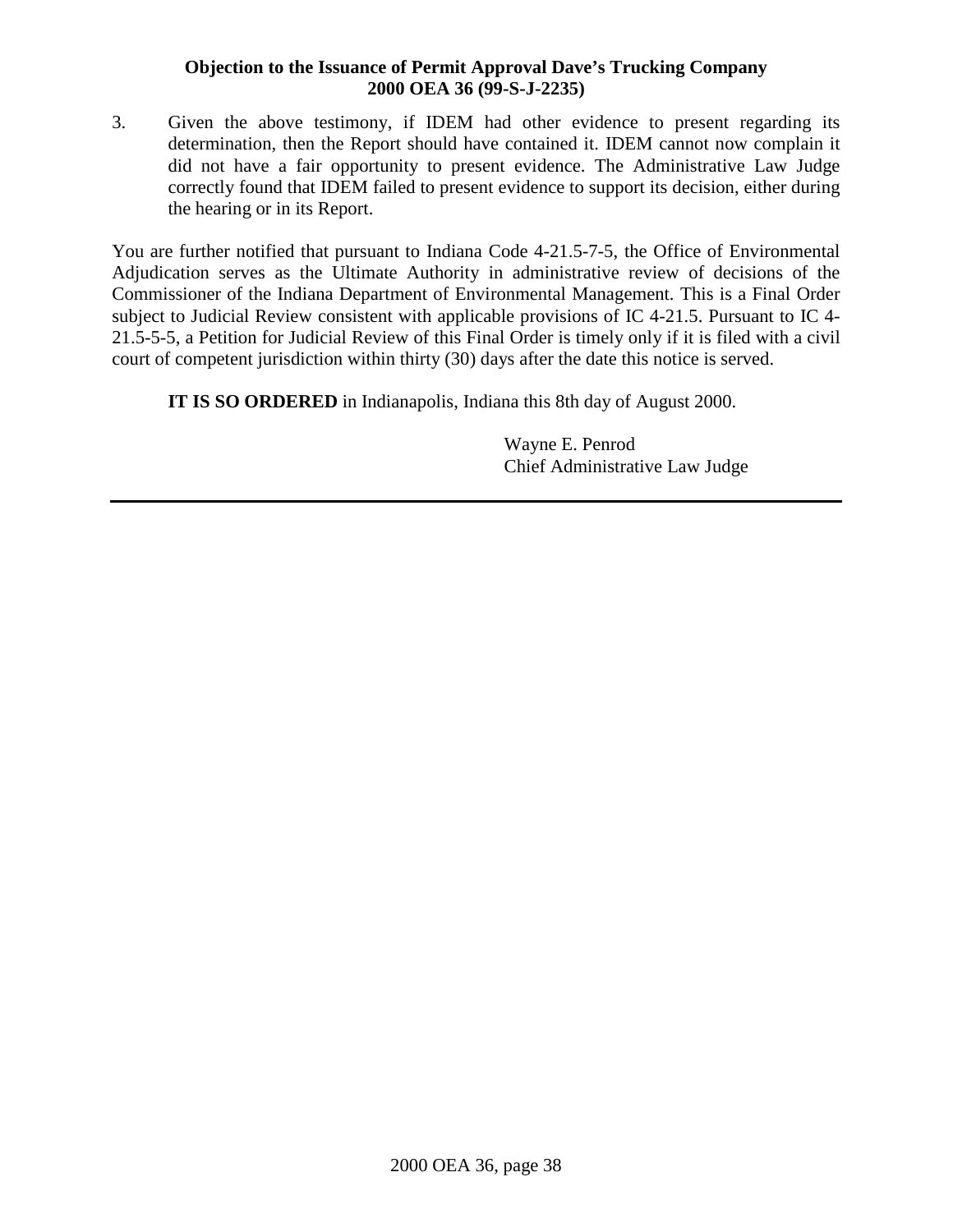3. Given the above testimony, if IDEM had other evidence to present regarding its determination, then the Report should have contained it. IDEM cannot now complain it did not have a fair opportunity to present evidence. The Administrative Law Judge correctly found that IDEM failed to present evidence to support its decision, either during the hearing or in its Report.

You are further notified that pursuant to Indiana Code 4-21.5-7-5, the Office of Environmental Adjudication serves as the Ultimate Authority in administrative review of decisions of the Commissioner of the Indiana Department of Environmental Management. This is a Final Order subject to Judicial Review consistent with applicable provisions of IC 4-21.5. Pursuant to IC 4-21.5-5-5, a Petition for Judicial Review of this Final Order is timely only if it is filed with a civil court of competent jurisdiction within thirty (30) days after the date this notice is served.

**IT IS SO ORDERED** in Indianapolis, Indiana this 8th day of August 2000.

Wayne E. Penrod
Chief Administrative Law Judge

---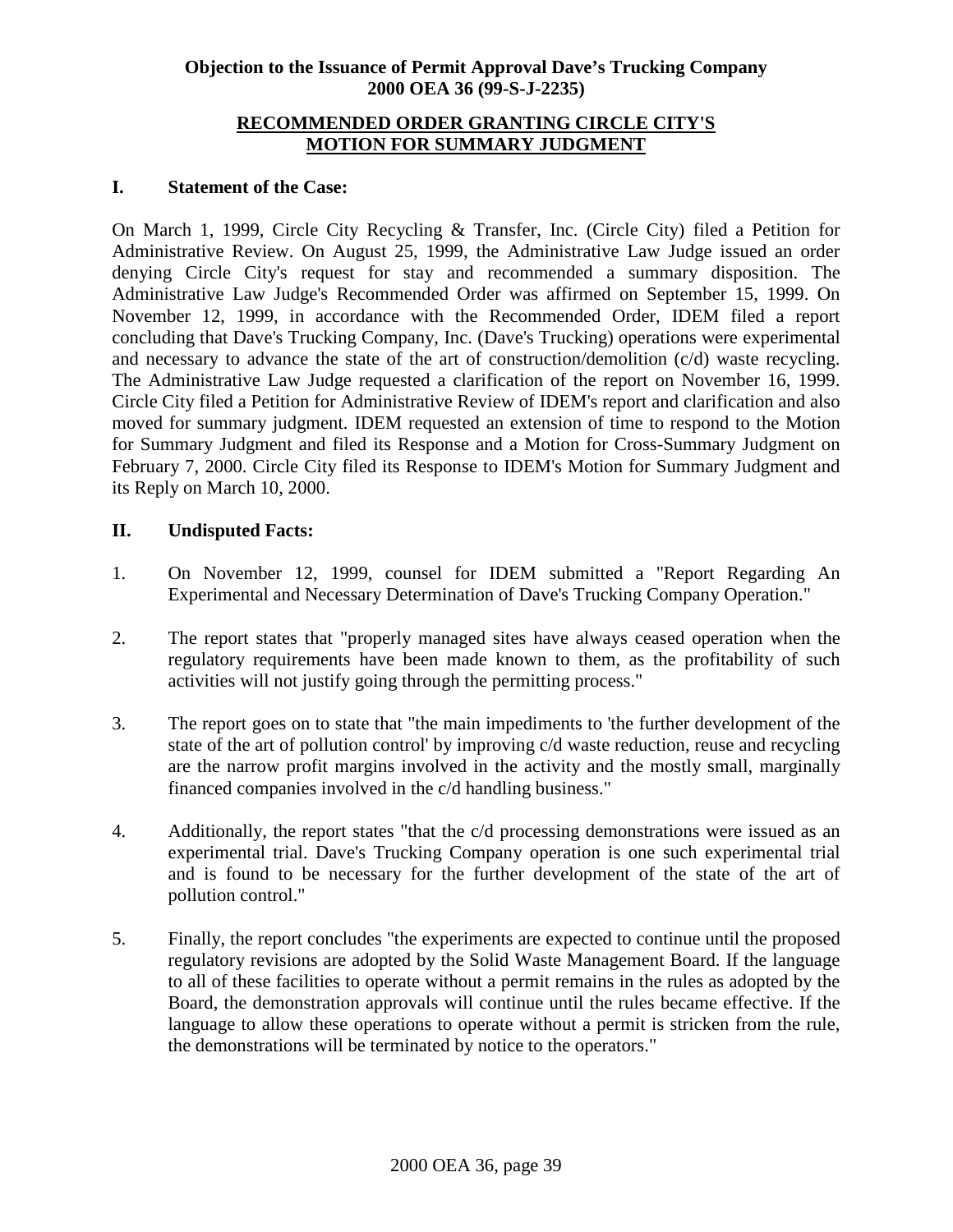**Objection to the Issuance of Permit Approval Dave's Trucking Company**
**2000 OEA 36 (99-S-J-2235)**

## RECOMMENDED ORDER GRANTING CIRCLE CITY'S MOTION FOR SUMMARY JUDGMENT

### I. Statement of the Case:

On March 1, 1999, Circle City Recycling & Transfer, Inc. (Circle City) filed a Petition for Administrative Review. On August 25, 1999, the Administrative Law Judge issued an order denying Circle City's request for stay and recommended a summary disposition. The Administrative Law Judge's Recommended Order was affirmed on September 15, 1999. On November 12, 1999, in accordance with the Recommended Order, IDEM filed a report concluding that Dave's Trucking Company, Inc. (Dave's Trucking) operations were experimental and necessary to advance the state of the art of construction/demolition (c/d) waste recycling. The Administrative Law Judge requested a clarification of the report on November 16, 1999. Circle City filed a Petition for Administrative Review of IDEM's report and clarification and also moved for summary judgment. IDEM requested an extension of time to respond to the Motion for Summary Judgment and filed its Response and a Motion for Cross-Summary Judgment on February 7, 2000. Circle City filed its Response to IDEM's Motion for Summary Judgment and its Reply on March 10, 2000.

### II. Undisputed Facts:

1. On November 12, 1999, counsel for IDEM submitted a "Report Regarding An Experimental and Necessary Determination of Dave's Trucking Company Operation."

2. The report states that "properly managed sites have always ceased operation when the regulatory requirements have been made known to them, as the profitability of such activities will not justify going through the permitting process."

3. The report goes on to state that "the main impediments to 'the further development of the state of the art of pollution control' by improving c/d waste reduction, reuse and recycling are the narrow profit margins involved in the activity and the mostly small, marginally financed companies involved in the c/d handling business."

4. Additionally, the report states "that the c/d processing demonstrations were issued as an experimental trial. Dave's Trucking Company operation is one such experimental trial and is found to be necessary for the further development of the state of the art of pollution control."

5. Finally, the report concludes "the experiments are expected to continue until the proposed regulatory revisions are adopted by the Solid Waste Management Board. If the language to all of these facilities to operate without a permit remains in the rules as adopted by the Board, the demonstration approvals will continue until the rules became effective. If the language to allow these operations to operate without a permit is stricken from the rule, the demonstrations will be terminated by notice to the operators."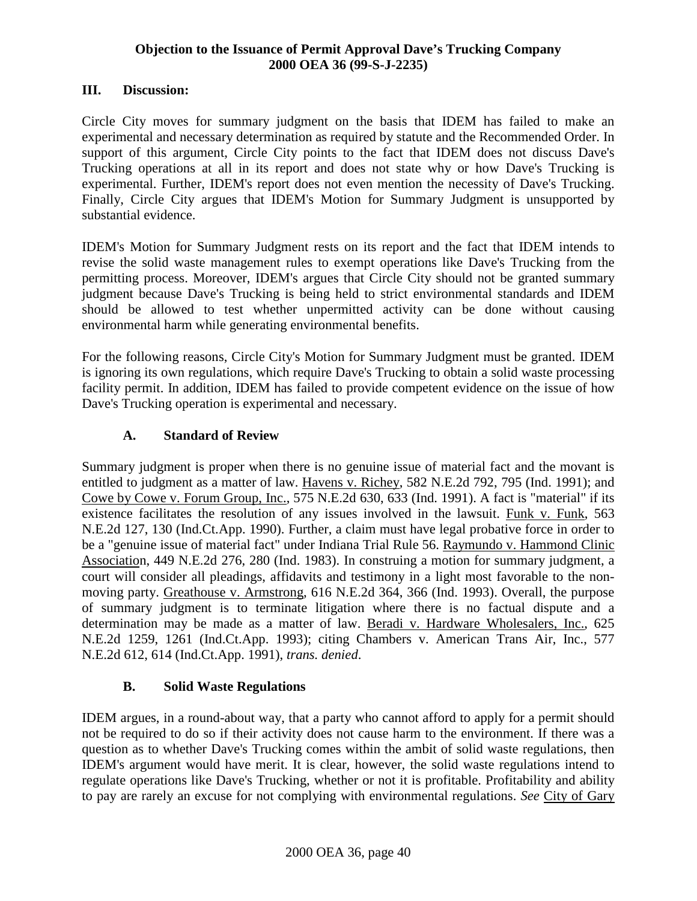### III. Discussion:

Circle City moves for summary judgment on the basis that IDEM has failed to make an experimental and necessary determination as required by statute and the Recommended Order. In support of this argument, Circle City points to the fact that IDEM does not discuss Dave's Trucking operations at all in its report and does not state why or how Dave's Trucking is experimental. Further, IDEM's report does not even mention the necessity of Dave's Trucking. Finally, Circle City argues that IDEM's Motion for Summary Judgment is unsupported by substantial evidence.

IDEM's Motion for Summary Judgment rests on its report and the fact that IDEM intends to revise the solid waste management rules to exempt operations like Dave's Trucking from the permitting process. Moreover, IDEM's argues that Circle City should not be granted summary judgment because Dave's Trucking is being held to strict environmental standards and IDEM should be allowed to test whether unpermitted activity can be done without causing environmental harm while generating environmental benefits.

For the following reasons, Circle City's Motion for Summary Judgment must be granted. IDEM is ignoring its own regulations, which require Dave's Trucking to obtain a solid waste processing facility permit. In addition, IDEM has failed to provide competent evidence on the issue of how Dave's Trucking operation is experimental and necessary.

#### A. Standard of Review

Summary judgment is proper when there is no genuine issue of material fact and the movant is entitled to judgment as a matter of law. Havens v. Richey, 582 N.E.2d 792, 795 (Ind. 1991); and Cowe by Cowe v. Forum Group, Inc., 575 N.E.2d 630, 633 (Ind. 1991). A fact is "material" if its existence facilitates the resolution of any issues involved in the lawsuit. Funk v. Funk, 563 N.E.2d 127, 130 (Ind.Ct.App. 1990). Further, a claim must have legal probative force in order to be a "genuine issue of material fact" under Indiana Trial Rule 56. Raymundo v. Hammond Clinic Association, 449 N.E.2d 276, 280 (Ind. 1983). In construing a motion for summary judgment, a court will consider all pleadings, affidavits and testimony in a light most favorable to the non-moving party. Greathouse v. Armstrong, 616 N.E.2d 364, 366 (Ind. 1993). Overall, the purpose of summary judgment is to terminate litigation where there is no factual dispute and a determination may be made as a matter of law. Beradi v. Hardware Wholesalers, Inc., 625 N.E.2d 1259, 1261 (Ind.Ct.App. 1993); citing Chambers v. American Trans Air, Inc., 577 N.E.2d 612, 614 (Ind.Ct.App. 1991), *trans. denied*.

#### B. Solid Waste Regulations

IDEM argues, in a round-about way, that a party who cannot afford to apply for a permit should not be required to do so if their activity does not cause harm to the environment. If there was a question as to whether Dave's Trucking comes within the ambit of solid waste regulations, then IDEM's argument would have merit. It is clear, however, the solid waste regulations intend to regulate operations like Dave's Trucking, whether or not it is profitable. Profitability and ability to pay are rarely an excuse for not complying with environmental regulations. *See* City of Gary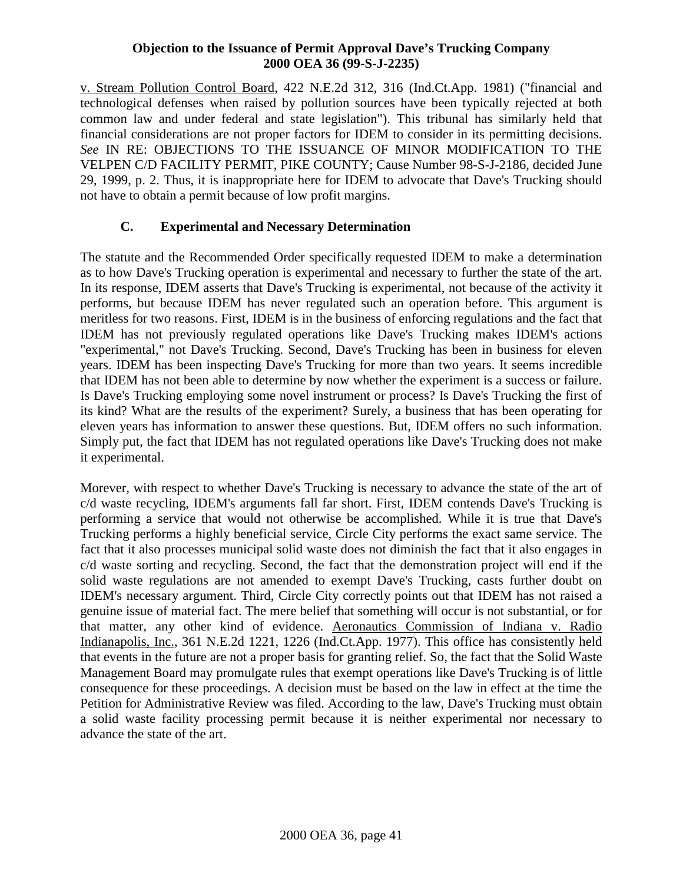v. Stream Pollution Control Board, 422 N.E.2d 312, 316 (Ind.Ct.App. 1981) ("financial and technological defenses when raised by pollution sources have been typically rejected at both common law and under federal and state legislation"). This tribunal has similarly held that financial considerations are not proper factors for IDEM to consider in its permitting decisions. *See* IN RE: OBJECTIONS TO THE ISSUANCE OF MINOR MODIFICATION TO THE VELPEN C/D FACILITY PERMIT, PIKE COUNTY; Cause Number 98-S-J-2186, decided June 29, 1999, p. 2. Thus, it is inappropriate here for IDEM to advocate that Dave's Trucking should not have to obtain a permit because of low profit margins.

### C. Experimental and Necessary Determination

The statute and the Recommended Order specifically requested IDEM to make a determination as to how Dave's Trucking operation is experimental and necessary to further the state of the art. In its response, IDEM asserts that Dave's Trucking is experimental, not because of the activity it performs, but because IDEM has never regulated such an operation before. This argument is meritless for two reasons. First, IDEM is in the business of enforcing regulations and the fact that IDEM has not previously regulated operations like Dave's Trucking makes IDEM's actions "experimental," not Dave's Trucking. Second, Dave's Trucking has been in business for eleven years. IDEM has been inspecting Dave's Trucking for more than two years. It seems incredible that IDEM has not been able to determine by now whether the experiment is a success or failure. Is Dave's Trucking employing some novel instrument or process? Is Dave's Trucking the first of its kind? What are the results of the experiment? Surely, a business that has been operating for eleven years has information to answer these questions. But, IDEM offers no such information. Simply put, the fact that IDEM has not regulated operations like Dave's Trucking does not make it experimental.

Morever, with respect to whether Dave's Trucking is necessary to advance the state of the art of c/d waste recycling, IDEM's arguments fall far short. First, IDEM contends Dave's Trucking is performing a service that would not otherwise be accomplished. While it is true that Dave's Trucking performs a highly beneficial service, Circle City performs the exact same service. The fact that it also processes municipal solid waste does not diminish the fact that it also engages in c/d waste sorting and recycling. Second, the fact that the demonstration project will end if the solid waste regulations are not amended to exempt Dave's Trucking, casts further doubt on IDEM's necessary argument. Third, Circle City correctly points out that IDEM has not raised a genuine issue of material fact. The mere belief that something will occur is not substantial, or for that matter, any other kind of evidence. Aeronautics Commission of Indiana v. Radio Indianapolis, Inc., 361 N.E.2d 1221, 1226 (Ind.Ct.App. 1977). This office has consistently held that events in the future are not a proper basis for granting relief. So, the fact that the Solid Waste Management Board may promulgate rules that exempt operations like Dave's Trucking is of little consequence for these proceedings. A decision must be based on the law in effect at the time the Petition for Administrative Review was filed. According to the law, Dave's Trucking must obtain a solid waste facility processing permit because it is neither experimental nor necessary to advance the state of the art.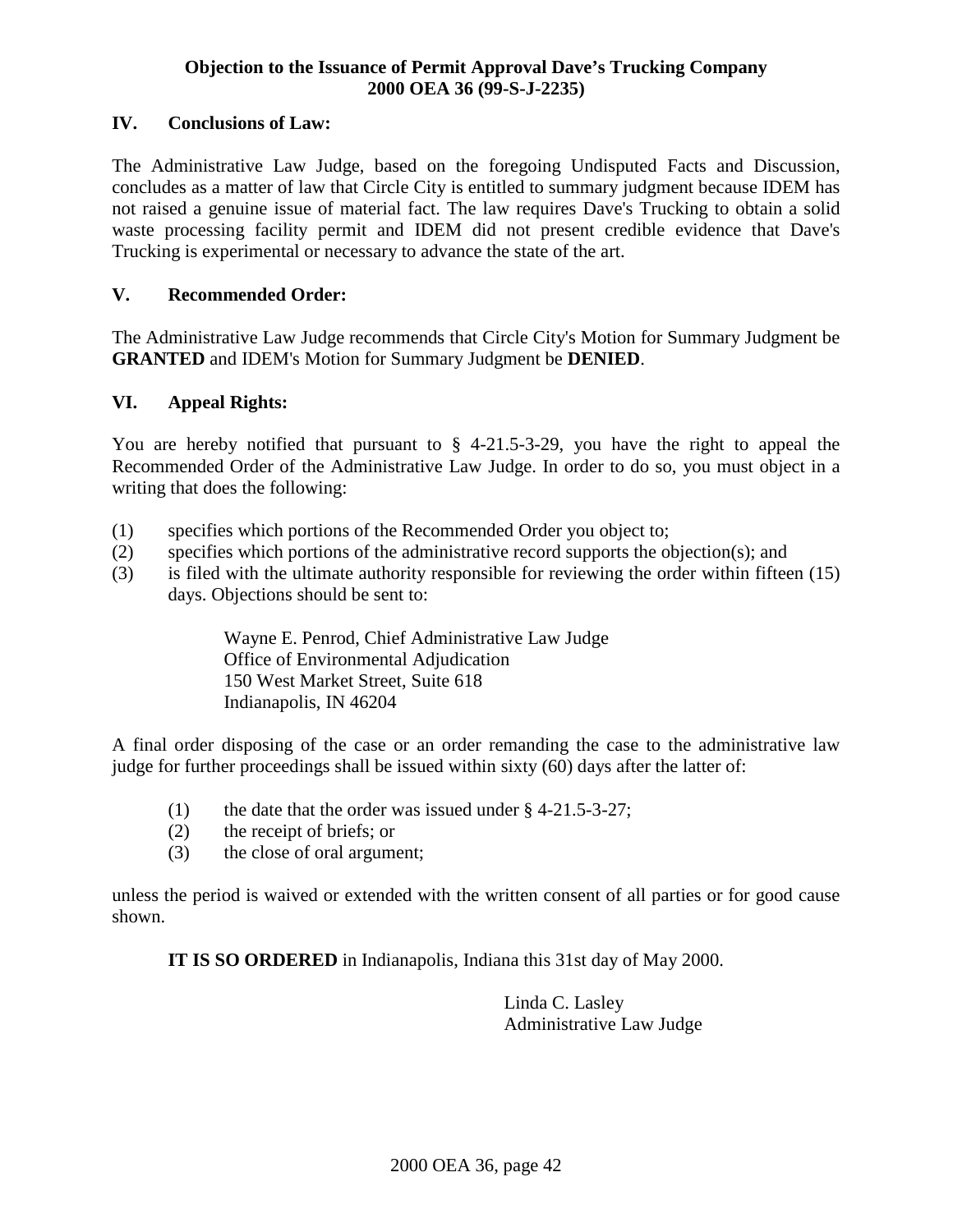## IV. Conclusions of Law:

The Administrative Law Judge, based on the foregoing Undisputed Facts and Discussion, concludes as a matter of law that Circle City is entitled to summary judgment because IDEM has not raised a genuine issue of material fact. The law requires Dave's Trucking to obtain a solid waste processing facility permit and IDEM did not present credible evidence that Dave's Trucking is experimental or necessary to advance the state of the art.

## V. Recommended Order:

The Administrative Law Judge recommends that Circle City's Motion for Summary Judgment be **GRANTED** and IDEM's Motion for Summary Judgment be **DENIED**.

## VI. Appeal Rights:

You are hereby notified that pursuant to § 4-21.5-3-29, you have the right to appeal the Recommended Order of the Administrative Law Judge. In order to do so, you must object in a writing that does the following:

(1) specifies which portions of the Recommended Order you object to;
(2) specifies which portions of the administrative record supports the objection(s); and
(3) is filed with the ultimate authority responsible for reviewing the order within fifteen (15) days. Objections should be sent to:

> Wayne E. Penrod, Chief Administrative Law Judge
> Office of Environmental Adjudication
> 150 West Market Street, Suite 618
> Indianapolis, IN 46204

A final order disposing of the case or an order remanding the case to the administrative law judge for further proceedings shall be issued within sixty (60) days after the latter of:

(1) the date that the order was issued under § 4-21.5-3-27;
(2) the receipt of briefs; or
(3) the close of oral argument;

unless the period is waived or extended with the written consent of all parties or for good cause shown.

**IT IS SO ORDERED** in Indianapolis, Indiana this 31st day of May 2000.

Linda C. Lasley
Administrative Law Judge